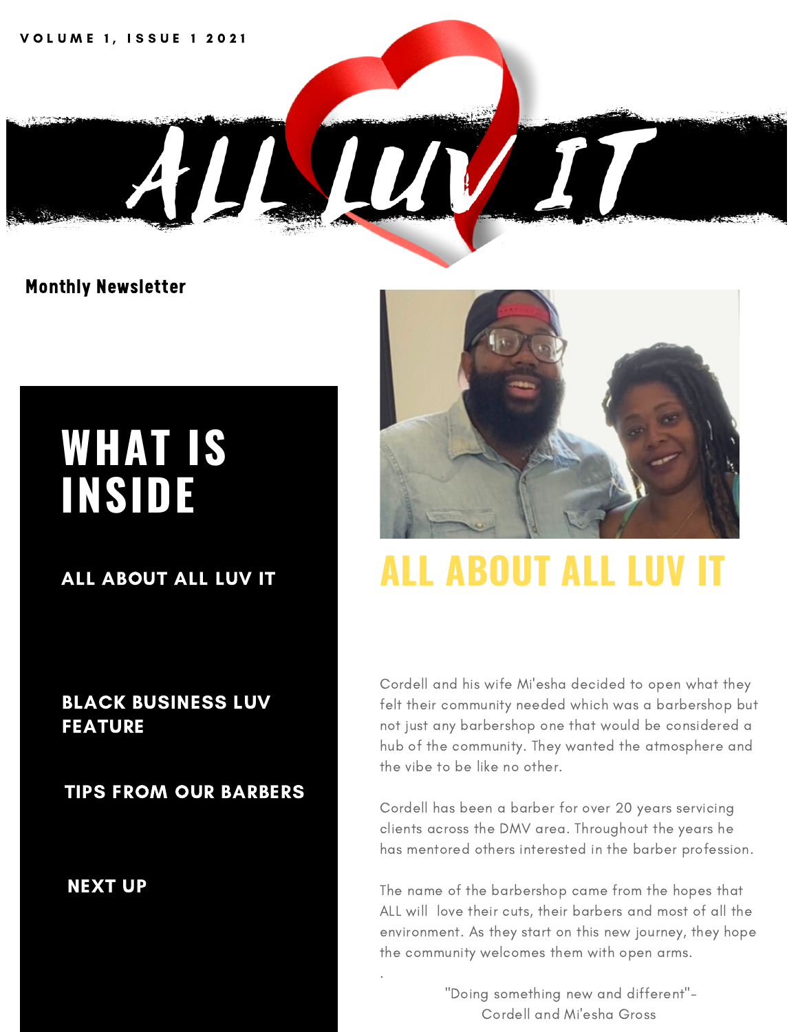VOLUME 1, ISSUE 1 2021

# ALL LUV IT

**Monthly Newsletter**

## WHAT IS INSIDE

- ALL ABOUT ALL LUV IT
- BLACK BUSINESS LUV FEATURE
- TIPS FROM OUR BARBERS
- NEXT UP

## ALL ABOUT ALL LUV IT

Cordell and his wife Mi'esha decided to open what they felt their community needed which was a barbershop but not just any barbershop one that would be considered a hub of the community. They wanted the atmosphere and the vibe to be like no other.

Cordell has been a barber for over 20 years servicing clients across the DMV area. Throughout the years he has mentored others interested in the barber profession.

The name of the barbershop came from the hopes that ALL will love their cuts, their barbers and most of all the environment. As they start on this new journey, they hope the community welcomes them with open arms.

"Doing something new and different"- Cordell and Mi'esha Gross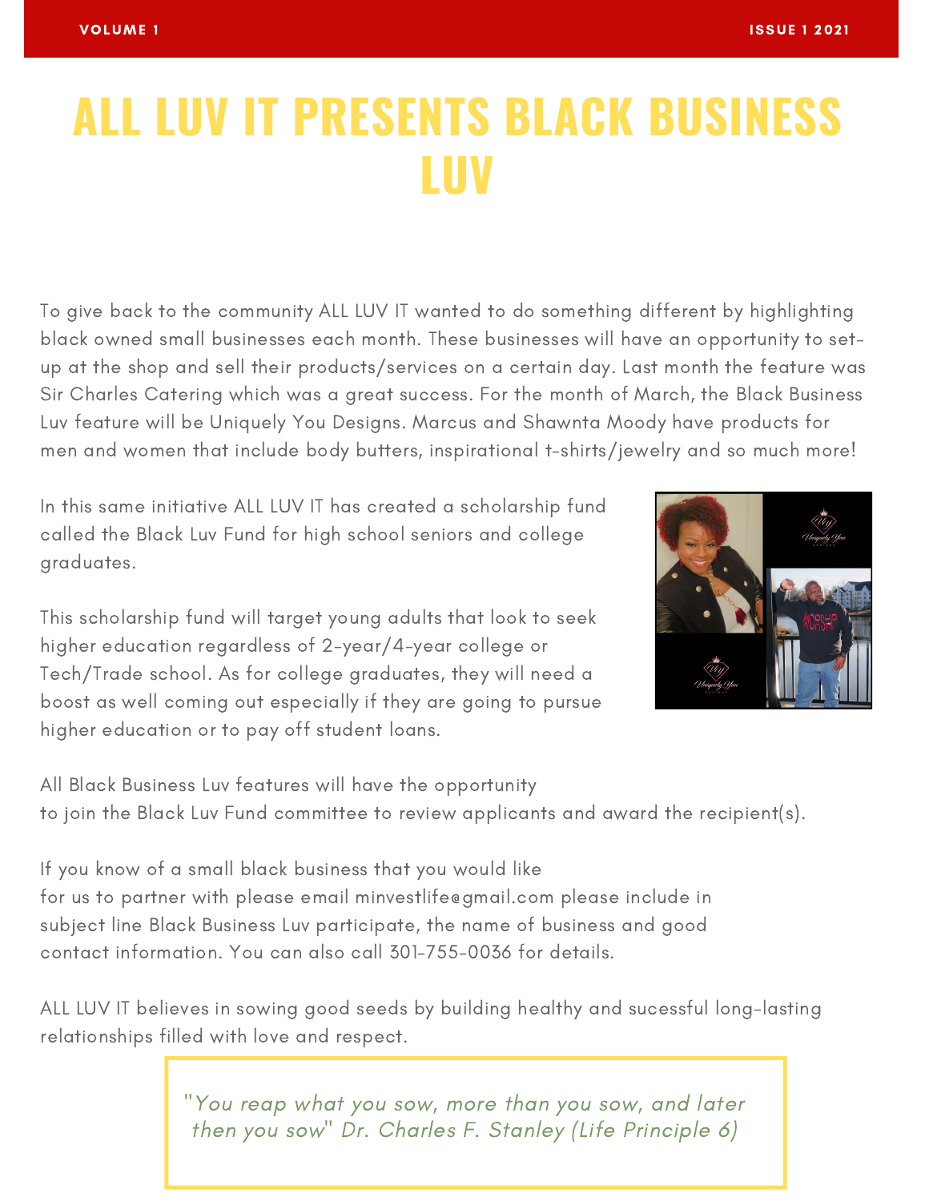# ALL LUV IT PRESENTS BLACK BUSINESS LUV

To give back to the community ALL LUV IT wanted to do something different by highlighting black owned small businesses each month. These businesses will have an opportunity to set-up at the shop and sell their products/services on a certain day. Last month the feature was Sir Charles Catering which was a great success. For the month of March, the Black Business Luv feature will be Uniquely You Designs. Marcus and Shawnta Moody have products for men and women that include body butters, inspirational t-shirts/jewelry and so much more!

In this same initiative ALL LUV IT has created a scholarship fund called the Black Luv Fund for high school seniors and college graduates.

This scholarship fund will target young adults that look to seek higher education regardless of 2-year/4-year college or Tech/Trade school. As for college graduates, they will need a boost as well coming out especially if they are going to pursue higher education or to pay off student loans.

All Black Business Luv features will have the opportunity to join the Black Luv Fund committee to review applicants and award the recipient(s).

If you know of a small black business that you would like for us to partner with please email minvestlife@gmail.com please include in subject line Black Business Luv participate, the name of business and good contact information. You can also call 301-755-0036 for details.

ALL LUV IT believes in sowing good seeds by building healthy and sucessful long-lasting relationships filled with love and respect.

> *"You reap what you sow, more than you sow, and later then you sow" Dr. Charles F. Stanley (Life Principle 6)*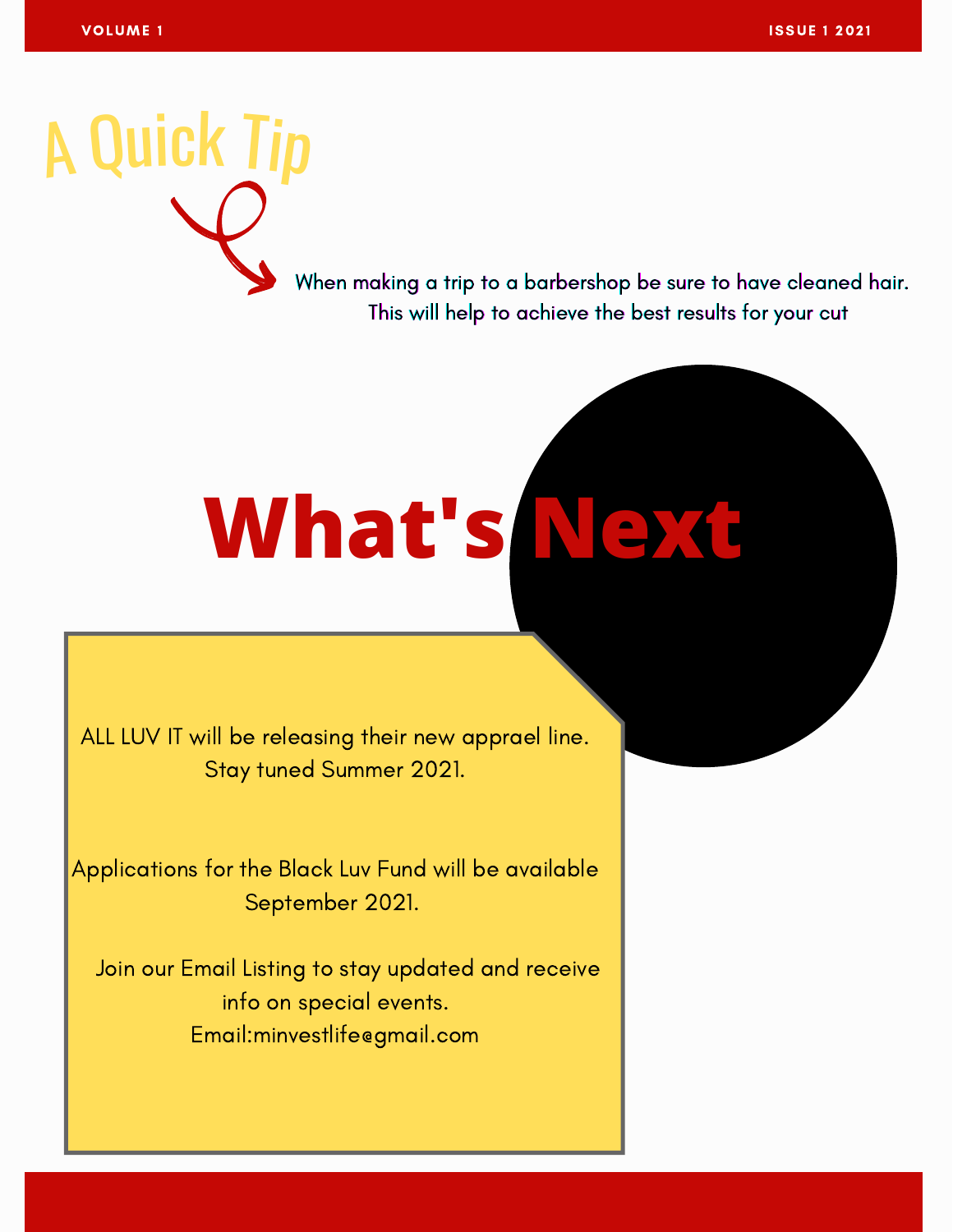## A Quick Tip

When making a trip to a barbershop be sure to have cleaned hair. This will help to achieve the best results for your cut

# What's Next

ALL LUV IT will be releasing their new appræel line. Stay tuned Summer 2021.

Applications for the Black Luv Fund will be available September 2021.

Join our Email Listing to stay updated and receive info on special events.
Email:minvestlife@gmail.com